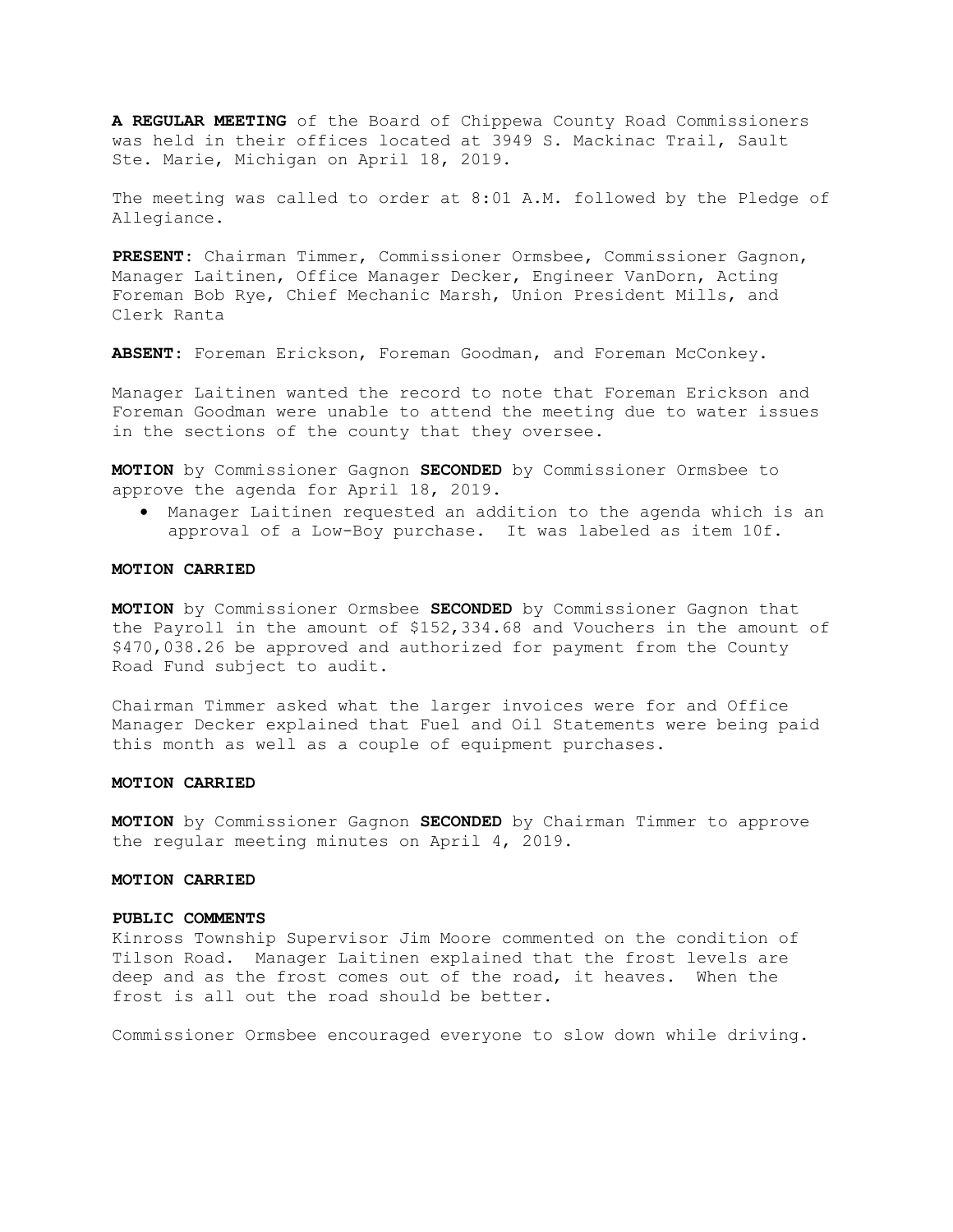**A REGULAR MEETING** of the Board of Chippewa County Road Commissioners was held in their offices located at 3949 S. Mackinac Trail, Sault Ste. Marie, Michigan on April 18, 2019.

The meeting was called to order at 8:01 A.M. followed by the Pledge of Allegiance.

**PRESENT**: Chairman Timmer, Commissioner Ormsbee, Commissioner Gagnon, Manager Laitinen, Office Manager Decker, Engineer VanDorn, Acting Foreman Bob Rye, Chief Mechanic Marsh, Union President Mills, and Clerk Ranta

**ABSENT**: Foreman Erickson, Foreman Goodman, and Foreman McConkey.

Manager Laitinen wanted the record to note that Foreman Erickson and Foreman Goodman were unable to attend the meeting due to water issues in the sections of the county that they oversee.

**MOTION** by Commissioner Gagnon **SECONDED** by Commissioner Ormsbee to approve the agenda for April 18, 2019.

- Manager Laitinen requested an addition to the agenda which is an approval of a Low-Boy purchase. It was labeled as item 10f.

**MOTION CARRIED**

**MOTION** by Commissioner Ormsbee **SECONDED** by Commissioner Gagnon that the Payroll in the amount of $152,334.68 and Vouchers in the amount of $470,038.26 be approved and authorized for payment from the County Road Fund subject to audit.

Chairman Timmer asked what the larger invoices were for and Office Manager Decker explained that Fuel and Oil Statements were being paid this month as well as a couple of equipment purchases.

**MOTION CARRIED**

**MOTION** by Commissioner Gagnon **SECONDED** by Chairman Timmer to approve the regular meeting minutes on April 4, 2019.

**MOTION CARRIED**

**PUBLIC COMMENTS**

Kinross Township Supervisor Jim Moore commented on the condition of Tilson Road. Manager Laitinen explained that the frost levels are deep and as the frost comes out of the road, it heaves. When the frost is all out the road should be better.

Commissioner Ormsbee encouraged everyone to slow down while driving.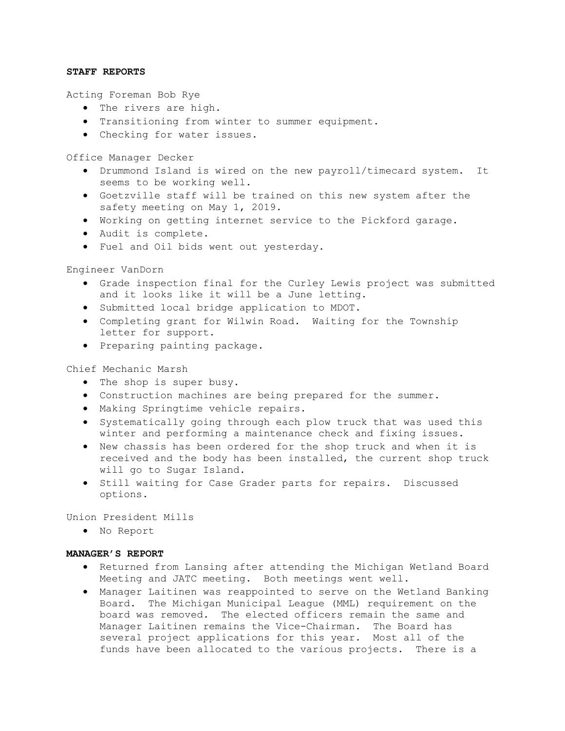**STAFF REPORTS**

Acting Foreman Bob Rye

- The rivers are high.
- Transitioning from winter to summer equipment.
- Checking for water issues.

Office Manager Decker

- Drummond Island is wired on the new payroll/timecard system. It seems to be working well.
- Goetzville staff will be trained on this new system after the safety meeting on May 1, 2019.
- Working on getting internet service to the Pickford garage.
- Audit is complete.
- Fuel and Oil bids went out yesterday.

Engineer VanDorn

- Grade inspection final for the Curley Lewis project was submitted and it looks like it will be a June letting.
- Submitted local bridge application to MDOT.
- Completing grant for Wilwin Road. Waiting for the Township letter for support.
- Preparing painting package.

Chief Mechanic Marsh

- The shop is super busy.
- Construction machines are being prepared for the summer.
- Making Springtime vehicle repairs.
- Systematically going through each plow truck that was used this winter and performing a maintenance check and fixing issues.
- New chassis has been ordered for the shop truck and when it is received and the body has been installed, the current shop truck will go to Sugar Island.
- Still waiting for Case Grader parts for repairs. Discussed options.

Union President Mills

- No Report

**MANAGER'S REPORT**

- Returned from Lansing after attending the Michigan Wetland Board Meeting and JATC meeting. Both meetings went well.
- Manager Laitinen was reappointed to serve on the Wetland Banking Board. The Michigan Municipal League (MML) requirement on the board was removed. The elected officers remain the same and Manager Laitinen remains the Vice-Chairman. The Board has several project applications for this year. Most all of the funds have been allocated to the various projects. There is a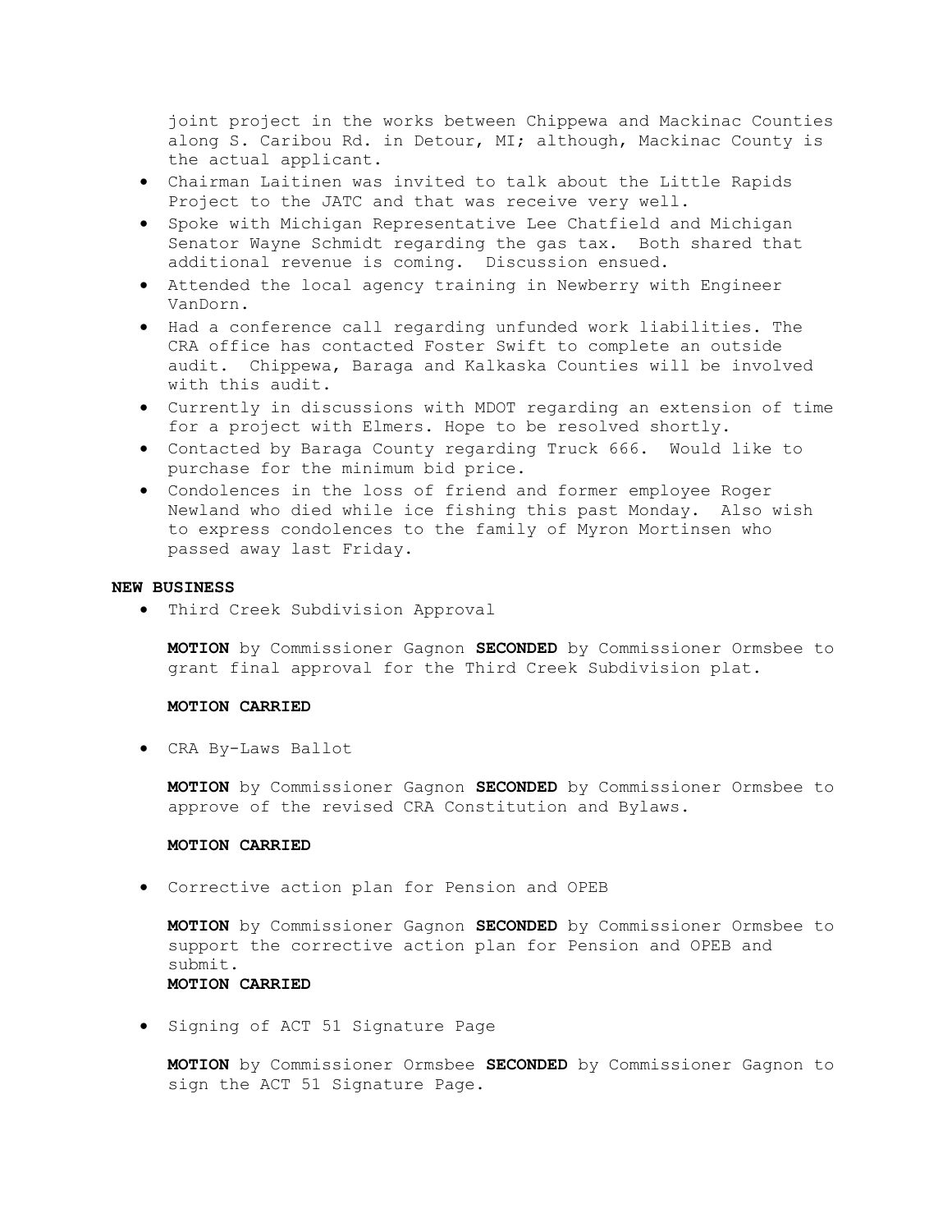joint project in the works between Chippewa and Mackinac Counties along S. Caribou Rd. in Detour, MI; although, Mackinac County is the actual applicant.

- Chairman Laitinen was invited to talk about the Little Rapids Project to the JATC and that was receive very well.
- Spoke with Michigan Representative Lee Chatfield and Michigan Senator Wayne Schmidt regarding the gas tax. Both shared that additional revenue is coming. Discussion ensued.
- Attended the local agency training in Newberry with Engineer VanDorn.
- Had a conference call regarding unfunded work liabilities. The CRA office has contacted Foster Swift to complete an outside audit. Chippewa, Baraga and Kalkaska Counties will be involved with this audit.
- Currently in discussions with MDOT regarding an extension of time for a project with Elmers. Hope to be resolved shortly.
- Contacted by Baraga County regarding Truck 666. Would like to purchase for the minimum bid price.
- Condolences in the loss of friend and former employee Roger Newland who died while ice fishing this past Monday. Also wish to express condolences to the family of Myron Mortinsen who passed away last Friday.

**NEW BUSINESS**

- Third Creek Subdivision Approval

  **MOTION** by Commissioner Gagnon **SECONDED** by Commissioner Ormsbee to grant final approval for the Third Creek Subdivision plat.

  **MOTION CARRIED**

- CRA By-Laws Ballot

  **MOTION** by Commissioner Gagnon **SECONDED** by Commissioner Ormsbee to approve of the revised CRA Constitution and Bylaws.

  **MOTION CARRIED**

- Corrective action plan for Pension and OPEB

  **MOTION** by Commissioner Gagnon **SECONDED** by Commissioner Ormsbee to support the corrective action plan for Pension and OPEB and submit.
  **MOTION CARRIED**

- Signing of ACT 51 Signature Page

  **MOTION** by Commissioner Ormsbee **SECONDED** by Commissioner Gagnon to sign the ACT 51 Signature Page.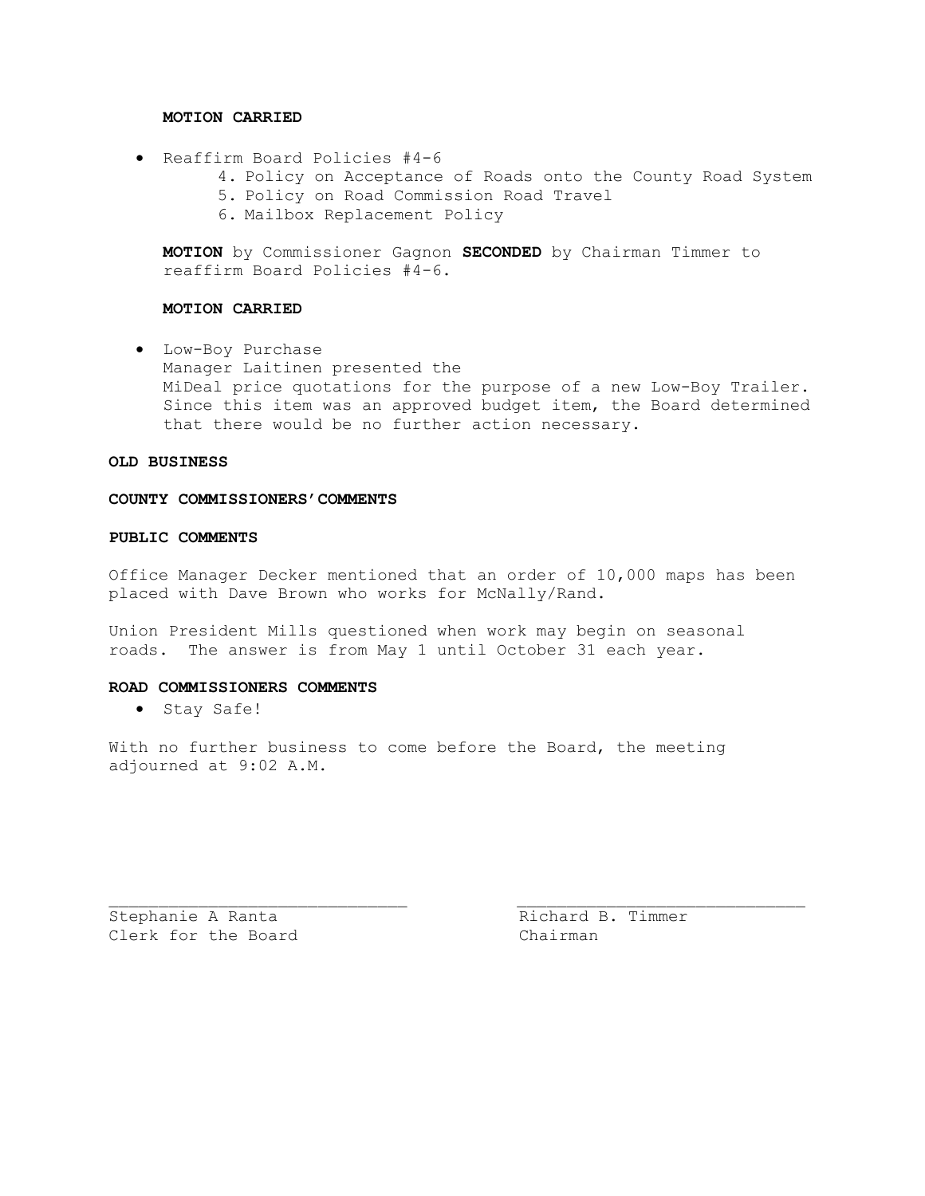**MOTION CARRIED**

- Reaffirm Board Policies #4-6
    4. Policy on Acceptance of Roads onto the County Road System
    5. Policy on Road Commission Road Travel
    6. Mailbox Replacement Policy

  **MOTION** by Commissioner Gagnon **SECONDED** by Chairman Timmer to reaffirm Board Policies #4-6.

  **MOTION CARRIED**

- Low-Boy Purchase
  Manager Laitinen presented the
  MiDeal price quotations for the purpose of a new Low-Boy Trailer. Since this item was an approved budget item, the Board determined that there would be no further action necessary.

**OLD BUSINESS**

**COUNTY COMMISSIONERS'COMMENTS**

**PUBLIC COMMENTS**

Office Manager Decker mentioned that an order of 10,000 maps has been placed with Dave Brown who works for McNally/Rand.

Union President Mills questioned when work may begin on seasonal roads. The answer is from May 1 until October 31 each year.

**ROAD COMMISSIONERS COMMENTS**

- Stay Safe!

With no further business to come before the Board, the meeting adjourned at 9:02 A.M.

\_\_\_\_\_\_\_\_\_\_\_\_\_\_\_\_\_\_\_\_\_\_\_\_\_\_\_\_\_\_
Stephanie A Ranta
Clerk for the Board

\_\_\_\_\_\_\_\_\_\_\_\_\_\_\_\_\_\_\_\_\_\_\_\_\_\_\_\_\_\_
Richard B. Timmer
Chairman